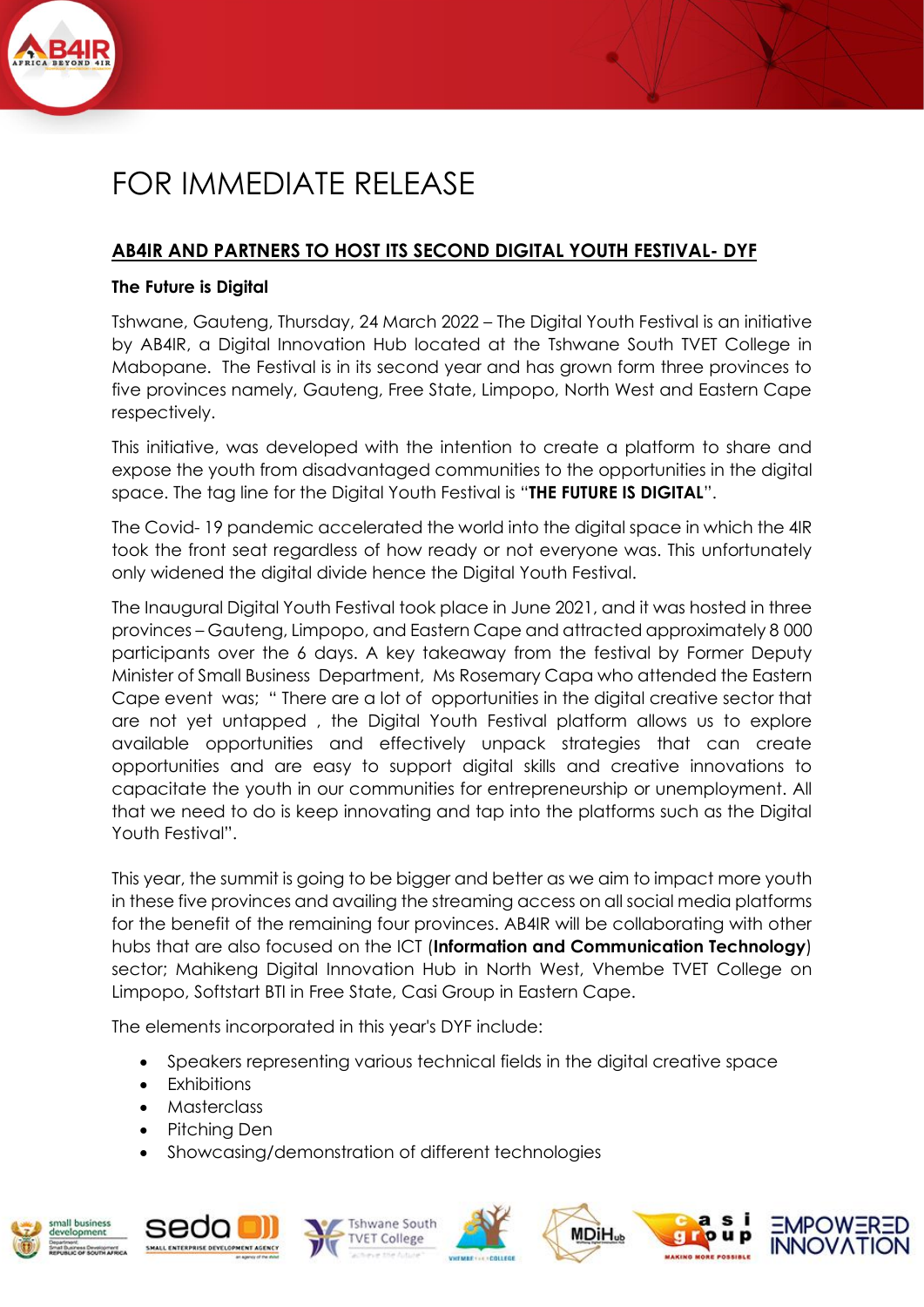# FOR IMMEDIATE RELEASE

## AB4IR AND PARTNERS TO HOST ITS SECOND DIGITAL YOUTH FESTIVAL- DYF

**The Future is Digital**

Tshwane, Gauteng, Thursday, 24 March 2022 – The Digital Youth Festival is an initiative by AB4IR, a Digital Innovation Hub located at the Tshwane South TVET College in Mabopane. The Festival is in its second year and has grown form three provinces to five provinces namely, Gauteng, Free State, Limpopo, North West and Eastern Cape respectively.

This initiative, was developed with the intention to create a platform to share and expose the youth from disadvantaged communities to the opportunities in the digital space. The tag line for the Digital Youth Festival is "**THE FUTURE IS DIGITAL**".

The Covid- 19 pandemic accelerated the world into the digital space in which the 4IR took the front seat regardless of how ready or not everyone was. This unfortunately only widened the digital divide hence the Digital Youth Festival.

The Inaugural Digital Youth Festival took place in June 2021, and it was hosted in three provinces – Gauteng, Limpopo, and Eastern Cape and attracted approximately 8 000 participants over the 6 days. A key takeaway from the festival by Former Deputy Minister of Small Business Department, Ms Rosemary Capa who attended the Eastern Cape event was; " There are a lot of opportunities in the digital creative sector that are not yet untapped , the Digital Youth Festival platform allows us to explore available opportunities and effectively unpack strategies that can create opportunities and are easy to support digital skills and creative innovations to capacitate the youth in our communities for entrepreneurship or unemployment. All that we need to do is keep innovating and tap into the platforms such as the Digital Youth Festival".

This year, the summit is going to be bigger and better as we aim to impact more youth in these five provinces and availing the streaming access on all social media platforms for the benefit of the remaining four provinces. AB4IR will be collaborating with other hubs that are also focused on the ICT (**Information and Communication Technology**) sector; Mahikeng Digital Innovation Hub in North West, Vhembe TVET College on Limpopo, Softstart BTI in Free State, Casi Group in Eastern Cape.

The elements incorporated in this year's DYF include:

- Speakers representing various technical fields in the digital creative space
- Exhibitions
- Masterclass
- Pitching Den
- Showcasing/demonstration of different technologies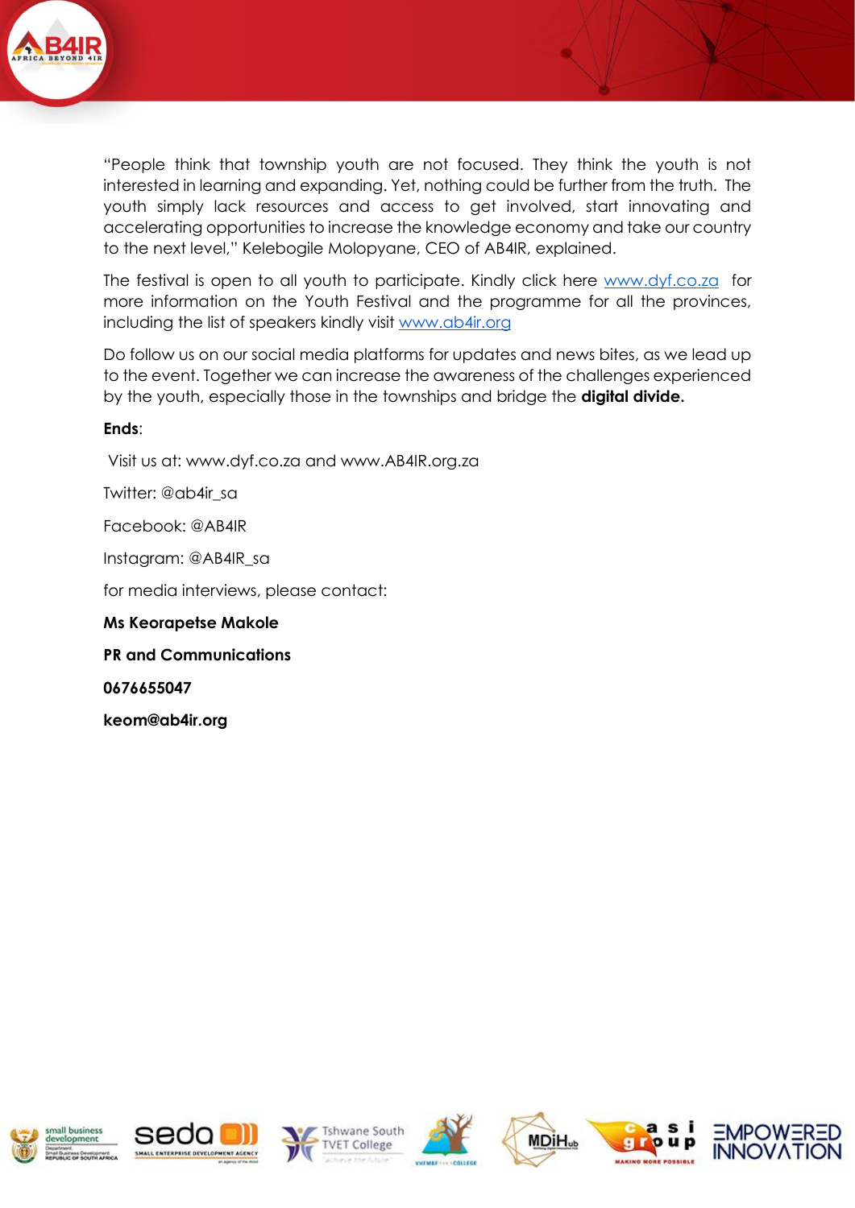"People think that township youth are not focused. They think the youth is not interested in learning and expanding. Yet, nothing could be further from the truth. The youth simply lack resources and access to get involved, start innovating and accelerating opportunities to increase the knowledge economy and take our country to the next level," Kelebogile Molopyane, CEO of AB4IR, explained.

The festival is open to all youth to participate. Kindly click here www.dyf.co.za for more information on the Youth Festival and the programme for all the provinces, including the list of speakers kindly visit www.ab4ir.org

Do follow us on our social media platforms for updates and news bites, as we lead up to the event. Together we can increase the awareness of the challenges experienced by the youth, especially those in the townships and bridge the **digital divide.**

**Ends**:

Visit us at: www.dyf.co.za and www.AB4IR.org.za

Twitter: @ab4ir_sa

Facebook: @AB4IR

Instagram: @AB4IR_sa

for media interviews, please contact:

**Ms Keorapetse Makole**

**PR and Communications**

**0676655047**

**keom@ab4ir.org**